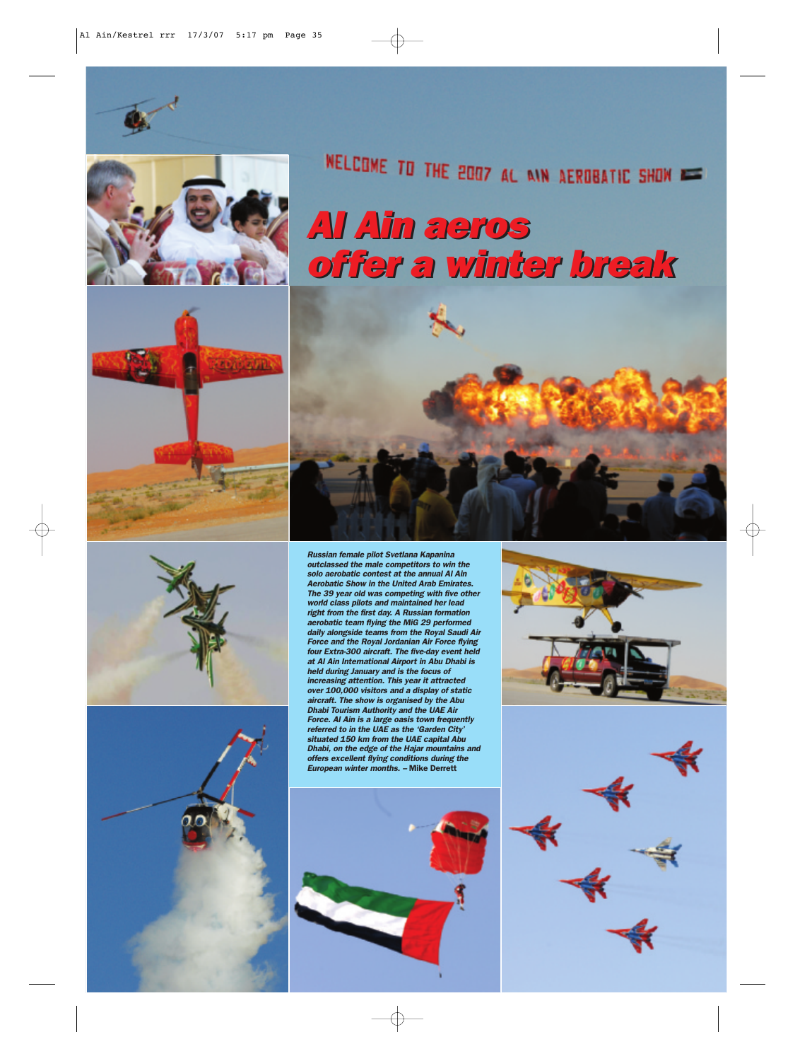# Al Ain aeros offer a winter break

*Russian female pilot Svetlana Kapanina outclassed the male competitors to win the solo aerobatic contest at the annual Al Ain Aerobatic Show in the United Arab Emirates. The 39 year old was competing with five other world class pilots and maintained her lead right from the first day. A Russian formation aerobatic team flying the MiG 29 performed daily alongside teams from the Royal Saudi Air Force and the Royal Jordanian Air Force flying four Extra-300 aircraft. The five-day event held at Al Ain International Airport in Abu Dhabi is held during January and is the focus of increasing attention. This year it attracted over 100,000 visitors and a display of static aircraft. The show is organised by the Abu Dhabi Tourism Authority and the UAE Air Force. Al Ain is a large oasis town frequently referred to in the UAE as the 'Garden City' situated 150 km from the UAE capital Abu Dhabi, on the edge of the Hajar mountains and offers excellent flying conditions during the European winter months.* **– Mike Derrett**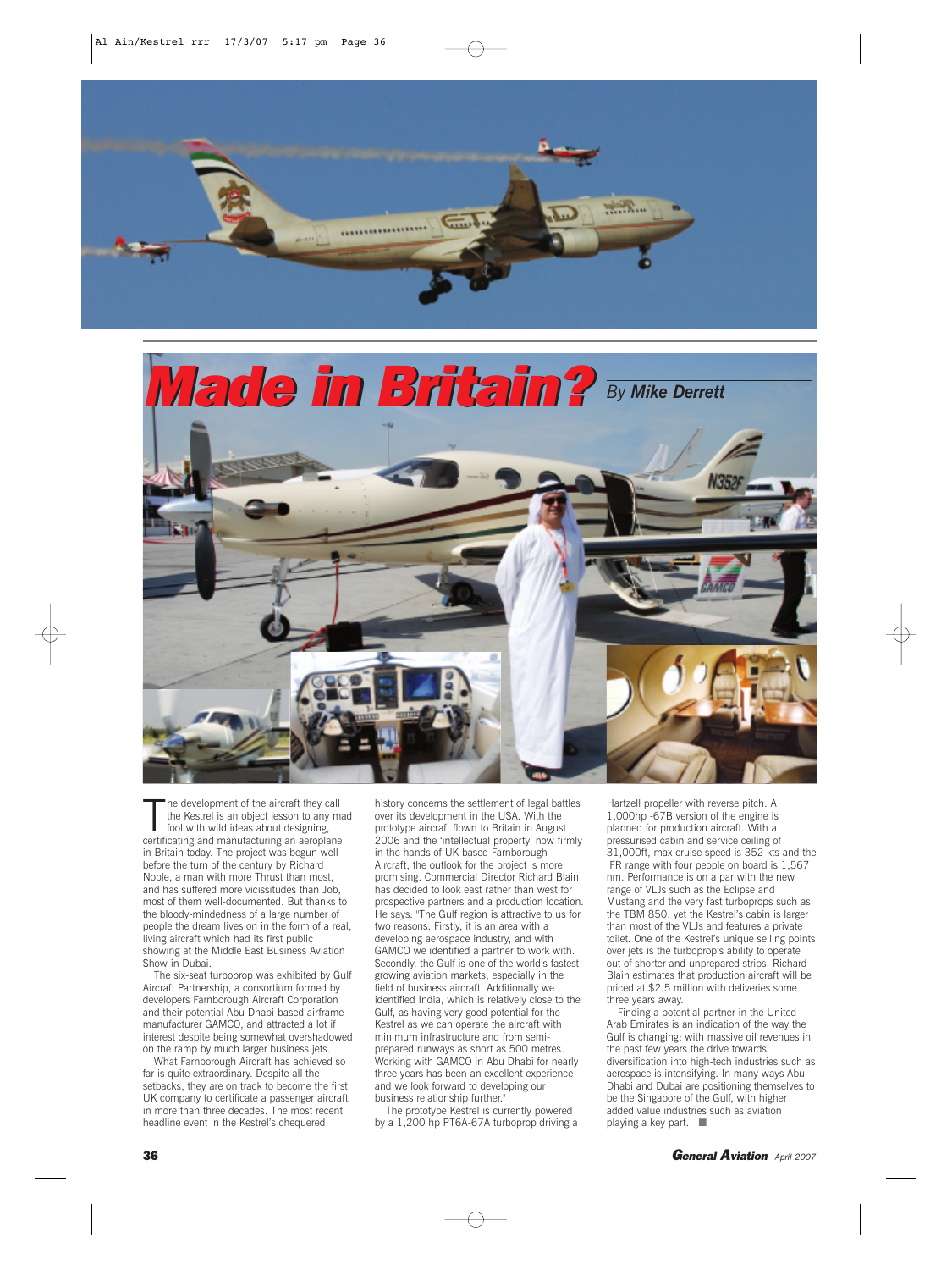# Made in Britain?

*By* ***Mike Derrett***

The development of the aircraft they call the Kestrel is an object lesson to any mad fool with wild ideas about designing, certificating and manufacturing an aeroplane in Britain today. The project was begun well before the turn of the century by Richard Noble, a man with more Thrust than most, and has suffered more vicissitudes than Job, most of them well-documented. But thanks to the bloody-mindedness of a large number of people the dream lives on in the form of a real, living aircraft which had its first public showing at the Middle East Business Aviation Show in Dubai.

The six-seat turboprop was exhibited by Gulf Aircraft Partnership, a consortium formed by developers Farnborough Aircraft Corporation and their potential Abu Dhabi-based airframe manufacturer GAMCO, and attracted a lot if interest despite being somewhat overshadowed on the ramp by much larger business jets.

What Farnborough Aircraft has achieved so far is quite extraordinary. Despite all the setbacks, they are on track to become the first UK company to certificate a passenger aircraft in more than three decades. The most recent headline event in the Kestrel's chequered history concerns the settlement of legal battles over its development in the USA. With the prototype aircraft flown to Britain in August 2006 and the 'intellectual property' now firmly in the hands of UK based Farnborough Aircraft, the outlook for the project is more promising. Commercial Director Richard Blain has decided to look east rather than west for prospective partners and a production location. He says: "The Gulf region is attractive to us for two reasons. Firstly, it is an area with a developing aerospace industry, and with GAMCO we identified a partner to work with. Secondly, the Gulf is one of the world's fastest-growing aviation markets, especially in the field of business aircraft. Additionally we identified India, which is relatively close to the Gulf, as having very good potential for the Kestrel as we can operate the aircraft with minimum infrastructure and from semi-prepared runways as short as 500 metres. Working with GAMCO in Abu Dhabi for nearly three years has been an excellent experience and we look forward to developing our business relationship further."

The prototype Kestrel is currently powered by a 1,200 hp PT6A-67A turboprop driving a Hartzell propeller with reverse pitch. A 1,000hp -67B version of the engine is planned for production aircraft. With a pressurised cabin and service ceiling of 31,000ft, max cruise speed is 352 kts and the IFR range with four people on board is 1,567 nm. Performance is on a par with the new range of VLJs such as the Eclipse and Mustang and the very fast turboprops such as the TBM 850, yet the Kestrel's cabin is larger than most of the VLJs and features a private toilet. One of the Kestrel's unique selling points over jets is the turboprop's ability to operate out of shorter and unprepared strips. Richard Blain estimates that production aircraft will be priced at $2.5 million with deliveries some three years away.

Finding a potential partner in the United Arab Emirates is an indication of the way the Gulf is changing; with massive oil revenues in the past few years the drive towards diversification into high-tech industries such as aerospace is intensifying. In many ways Abu Dhabi and Dubai are positioning themselves to be the Singapore of the Gulf, with higher added value industries such as aviation playing a key part. ■